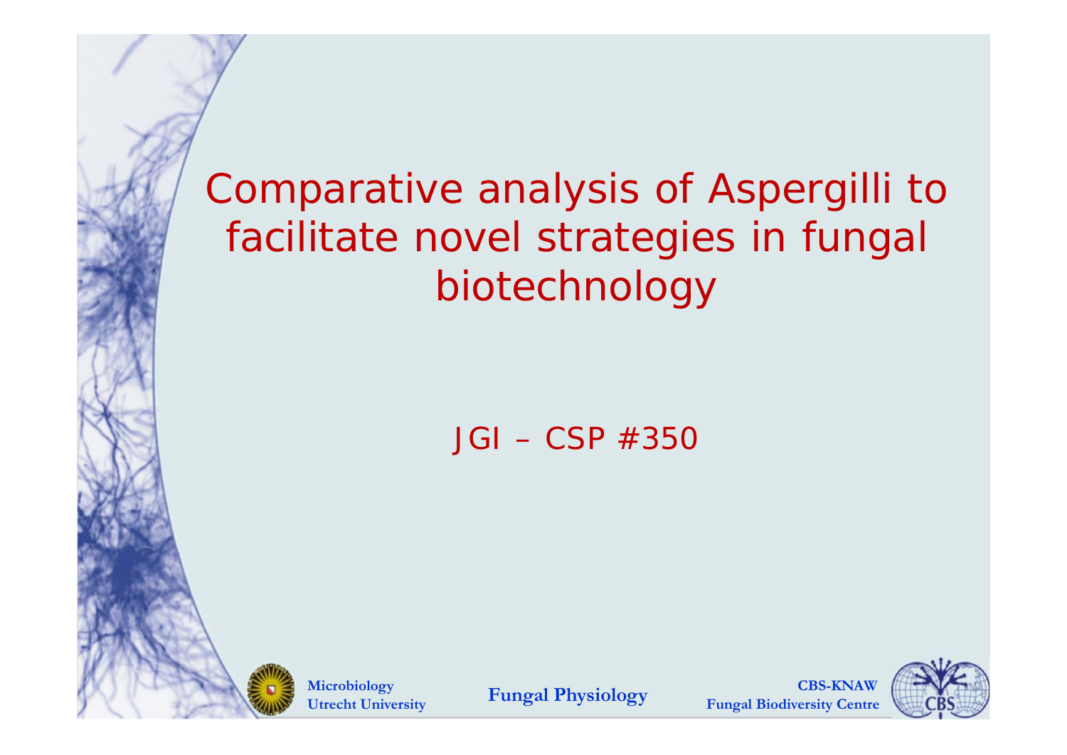# Comparative analysis of Aspergilli to facilitate novel strategies in fungal biotechnology

JGI – CSP #350

Microbiology
Utrecht University

**Fungal Physiology**

CBS-KNAW
Fungal Biodiversity Centre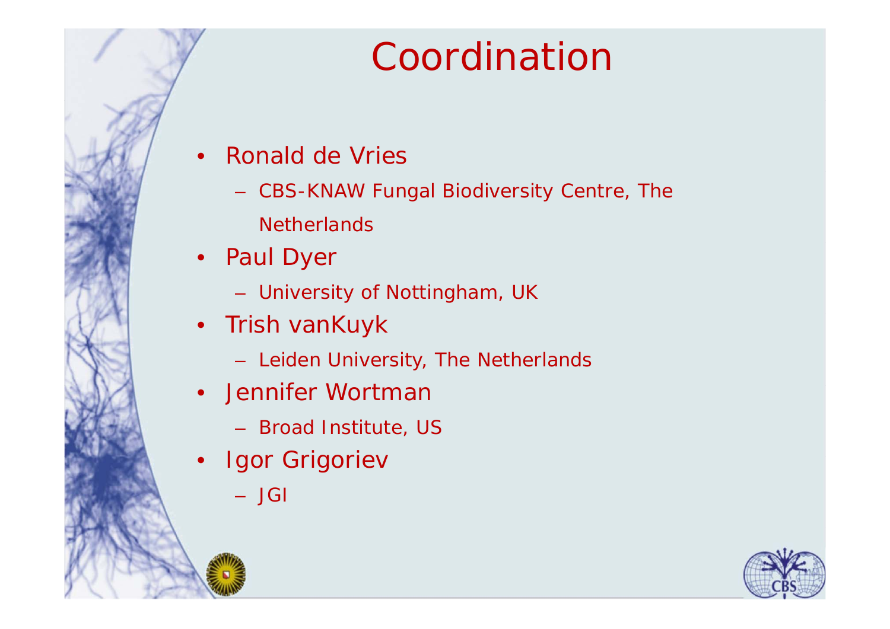# Coordination

- Ronald de Vries
  - CBS-KNAW Fungal Biodiversity Centre, The Netherlands
- Paul Dyer
  - University of Nottingham, UK
- Trish vanKuyk
  - Leiden University, The Netherlands
- Jennifer Wortman
  - Broad Institute, US
- Igor Grigoriev
  - JGI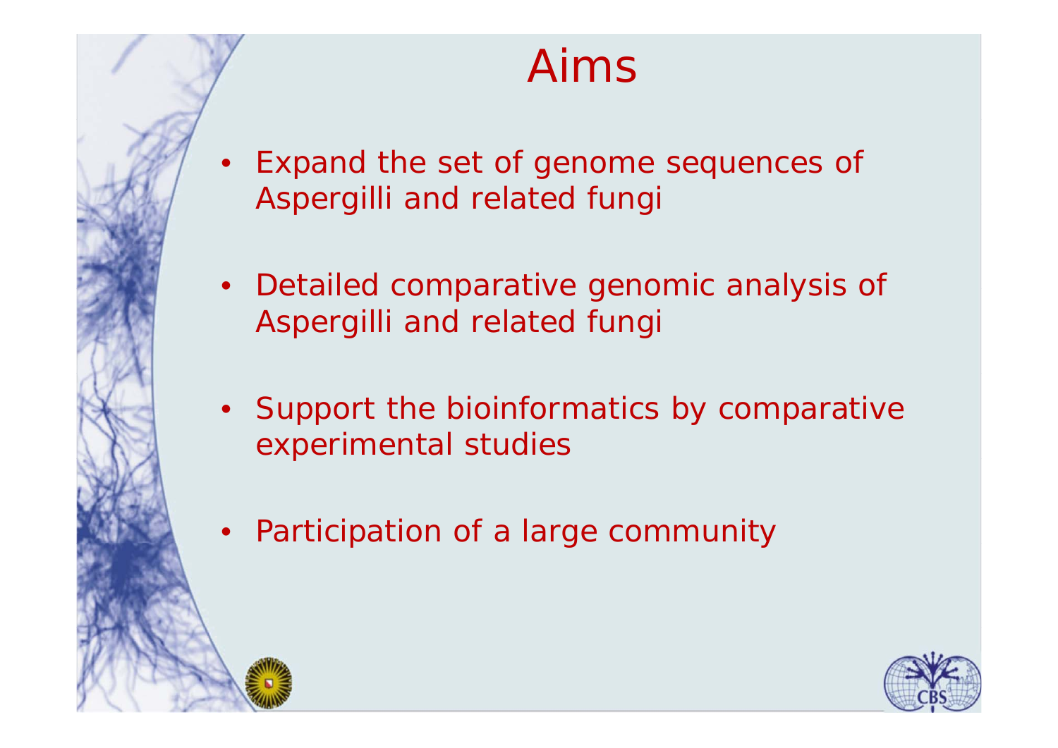# Aims

- Expand the set of genome sequences of Aspergilli and related fungi
- Detailed comparative genomic analysis of Aspergilli and related fungi
- Support the bioinformatics by comparative experimental studies
- Participation of a large community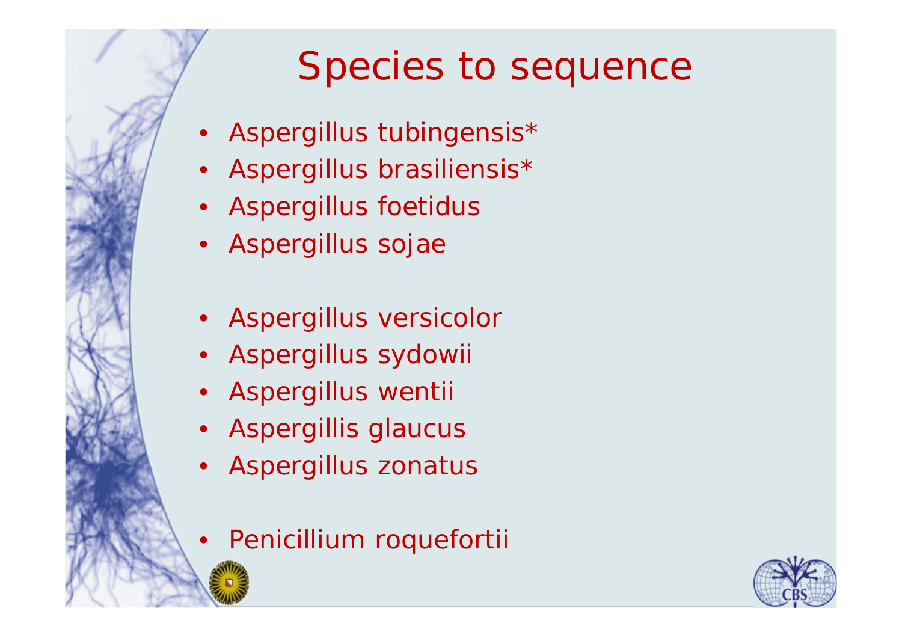# Species to sequence

- Aspergillus tubingensis*
- Aspergillus brasiliensis*
- Aspergillus foetidus
- Aspergillus sojae

- Aspergillus versicolor
- Aspergillus sydowii
- Aspergillus wentii
- Aspergillis glaucus
- Aspergillus zonatus

- Penicillium roquefortii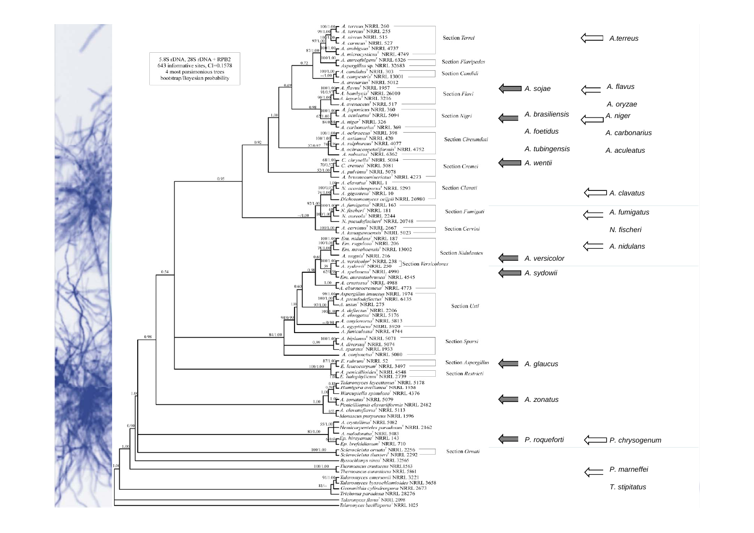5.8S rDNA, 28S rDNA + RPB2
643 informative sites, CI=0.1578
4 most parsimonious trees
bootstrap/Bayesian probability

- *A. terreus* NRRL 260
- *A. terreus*[T] NRRL 255
- *A. niveus* NRRL 515
- *A. carneus*[T] NRRL 527
- *A. ambiguus*[T] NRRL 4737
- *A. microcysticus*[T] NRRL 4749
- *A. aureofulgens*[T] NRRL 6326
- *Aspergillus* sp. NRRL 32683
- *A. candidus*[T] NRRL 303
- *A. campestris*[T] NRRL 13001
- *A. arenarius*[T] NRRL 5012
- *A. flavus*[T] NRRL 1957
- *A. bombycis*[T] NRRL 26010
- *A. leporis*[T] NRRL 3216
- *A. avenaceus*[T] NRRL 517
- *A. japonicus* NRRL 360
- *A. aculeatus*[T] NRRL 5094
- *A. niger*[T] NRRL 326
- *A. carbonarius*[T] NRRL 369
- *A. ochraceus*[T] NRRL 398
- *A. ostianus*[T] NRRL 420
- *A. sulphureus*[T] NRRL 4077
- *A. ochraceopetaliformis*[T] NRRL 4752
- *A. robustus*[T] NRRL 6362
- *C. chrysella*[T] NRRL 5084
- *C. cremea*[T] NRRL 5081
- *A. pulvinus*[T] NRRL 5078
- *A. brunneouniseriatus*[T] NRRL 4273
- *A. clavatus*[T] NRRL 1
- *N. acanthosporus*[T] NRRL 5293
- *A. giganteus*[T] NRRL 10
- *Dichotomomyces cejpii* NRRL 26980
- *A. fumigatus*[T] NRRL 163
- *N. fischeri*[T] NRRL 181
- *N. aureola*[T] NRRL 2244
- *N. pseudofischeri*[T] NRRL 20748
- *A. cervinus*[T] NRRL 2667
- *A. kanagawaensis*[T] NRRL 5023
- *Em. nidulans*[T] NRRL 187
- *Em. rugulosa*[T] NRRL 206
- *Em. navahoensis*[T] NRRL 13002
- *A. unguis*[T] NRRL 216
- *A. versicolor*[T] NRRL 238
- *A. sydowii*[T] NRRL 250
- *A. spelunceus*[T] NRRL 4990
- *Em. aurantiobrunea*[T] NRRL 4545
- *A. crustosus*[T] NRRL 4988
- *A. eburneocremeus*[T] NRRL 4773
- *Aspergillus insuetus* NRRL 1974
- *A. pseudodeflectus*[T] NRRL 6135
- *A. ustus*[T] NRRL 275
- *A. deflectus*[T] NRRL 2206
- *A. elongatus*[T] NRRL 5176
- *A. amylovorus*[T] NRRL 5813
- *A. egyptiacus*[T] NRRL 5920
- *A. funiculosus*[T] NRRL 4744
- *A. biplanus*[T] NRRL 5071
- *A. diversus*[T] NRRL 5074
- *A. sparsus*[T] NRRL 1933
- *A. conjunctus*[T] NRRL 5080
- *E. rubrum*[T] NRRL 52
- *E. leucocarpum*[T] NRRL 3497
- *A. penicillioides*[T] NRRL 4548
- *E. halophylicum*[T] NRRL 2739
- *Talaromyces leycettanus*[T] NRRL 5178
- *Hamigera avellanea*[T] NRRL 1938
- *Warcupiella spinulosa*[T] NRRL 4376
- *A. zonatus*[T] NRRL 5079
- *Penicilliopsis clavariiformis* NRRL 2482
- *A. clavatoflavus*[T] NRRL 5113
- *Monascus purpureus* NRRL 1596
- *A. crystallinus*[T] NRRL 5082
- *Hemicarpenteles paradoxus*[T] NRRL 2162
- *A. malodoratus*[T] NRRL 5083
- *Ep. hirayamae*[T] NRRL 143
- *Ep. brefeldianum*[T] NRRL 710
- *Sclerocleista ornata*[T] NRRL 2256
- *Sclerocleista thaxteri*[T] NRRL 2292
- *Byssochlamys nivea*[T] NRRL 32565
- *Thermoascus crustaceus* NRRL1563
- *Thermoascus aurantiacus* NRRL 5861
- *Talaromyces emersonii* NRRL 3221
- *Talaromyces byssochlamioides* NRRL 3658
- *Geosmithia cylindrospora* NRRL 2673
- *Trichoma paradoxa* NRRL 28276
- *Talaromyces flavus*[T] NRRL 2098
- *Talaromyces bacillisporus*[T] NRRL 1025

Sections: Section *Terrei*, Section *Flavipedes*, Section *Candidi*, Section *Flavi*, Section *Nigri*, Section *Circumdati*, Section *Cremei*, Section *Clavati*, Section *Fumigati*, Section *Cervini*, Section *Nidulantes*, Section *Versicolores*, Section *Usti*, Section *Sparsi*, Section *Aspergillus*, Section *Restricti*, Section *Ornati*

*A. sojae* — *A. flavus*, *A. oryzae*

*A. brasiliensis*, *A. foetidus*, *A. tubingensis* — *A. niger*, *A. carbonarius*, *A. aculeatus*

*A. wentii*

*A. terreus*

*A. clavatus*

*A. fumigatus*, *N. fischeri*

*A. nidulans*

*A. versicolor*

*A. sydowii*

*A. glaucus*

*A. zonatus*

*P. roqueforti* — *P. chrysogenum*

*P. marneffei*, *T. stipitatus*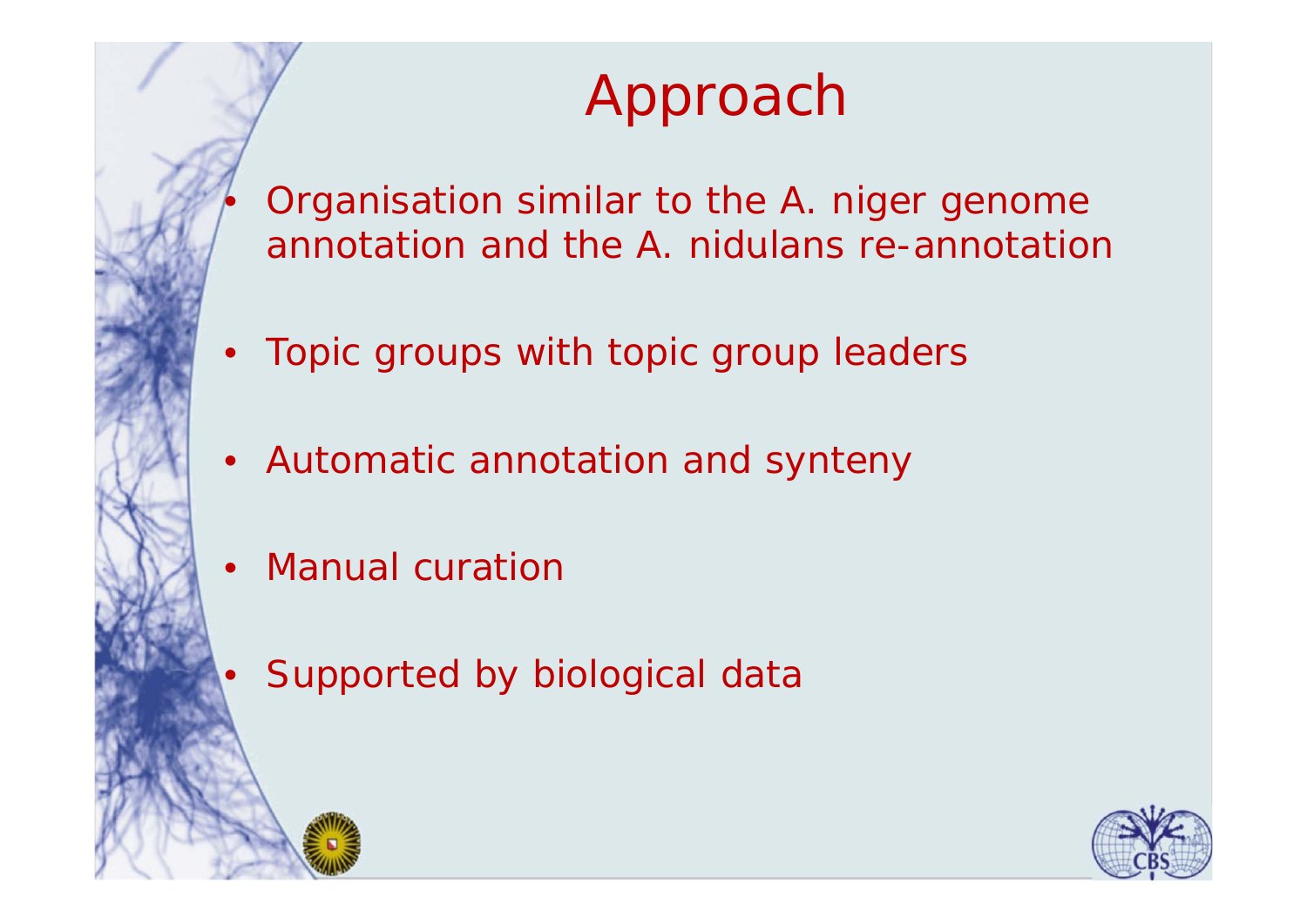# Approach

- Organisation similar to the A. niger genome annotation and the A. nidulans re-annotation
- Topic groups with topic group leaders
- Automatic annotation and synteny
- Manual curation
- Supported by biological data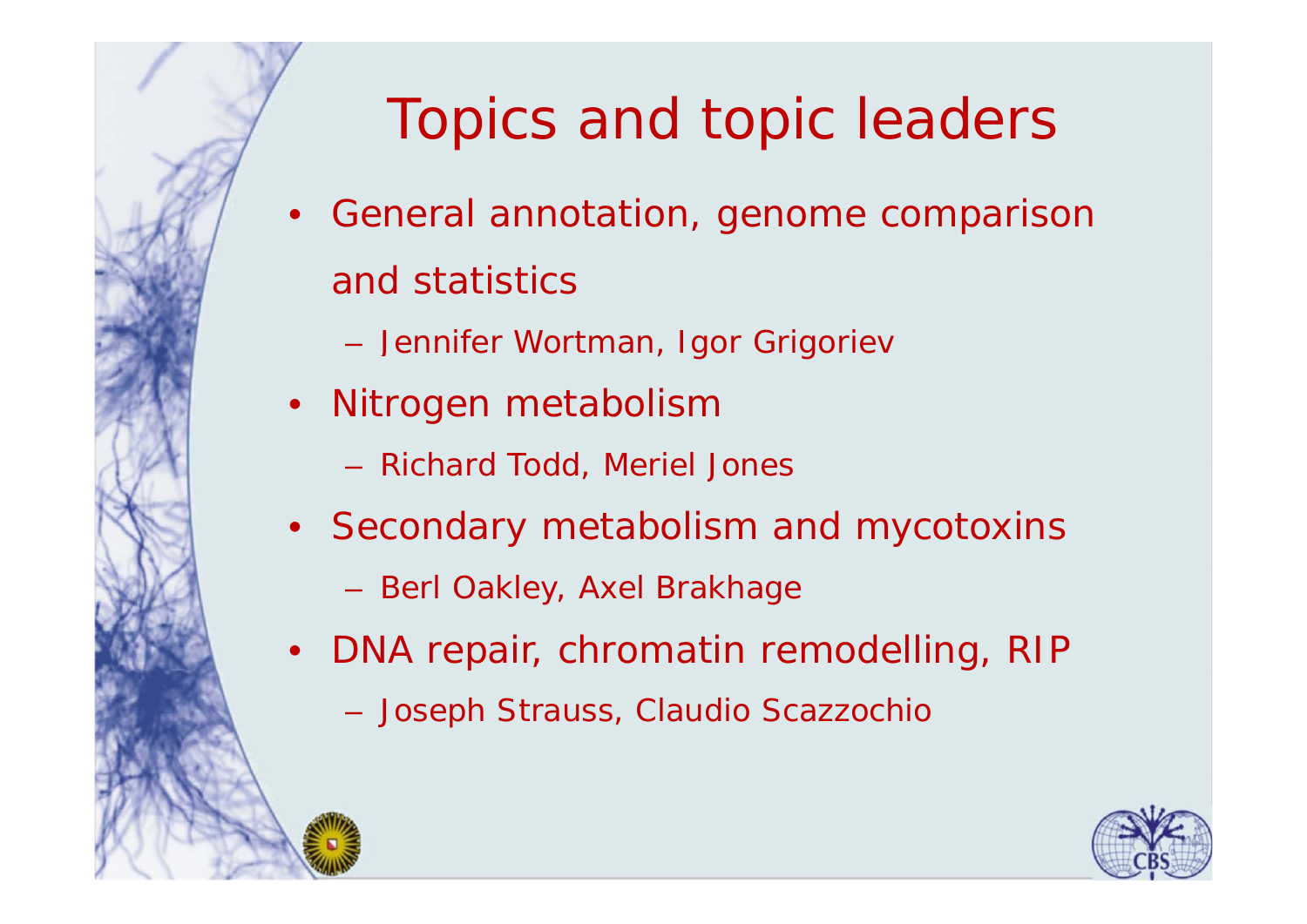# Topics and topic leaders

- General annotation, genome comparison and statistics
  - Jennifer Wortman, Igor Grigoriev
- Nitrogen metabolism
  - Richard Todd, Meriel Jones
- Secondary metabolism and mycotoxins
  - Berl Oakley, Axel Brakhage
- DNA repair, chromatin remodelling, RIP
  - Joseph Strauss, Claudio Scazzochio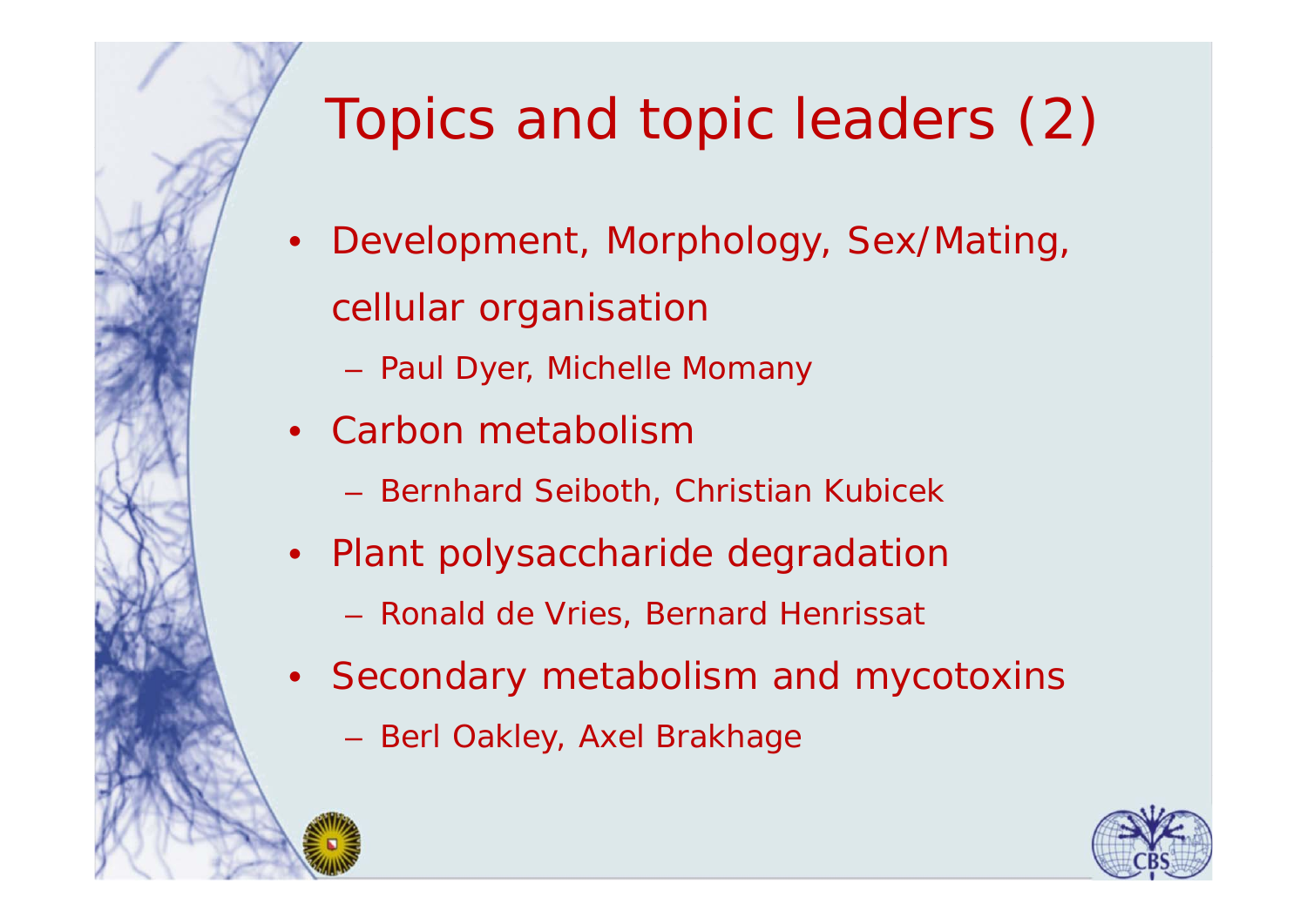# Topics and topic leaders (2)

- Development, Morphology, Sex/Mating, cellular organisation
  - Paul Dyer, Michelle Momany
- Carbon metabolism
  - Bernhard Seiboth, Christian Kubicek
- Plant polysaccharide degradation
  - Ronald de Vries, Bernard Henrissat
- Secondary metabolism and mycotoxins
  - Berl Oakley, Axel Brakhage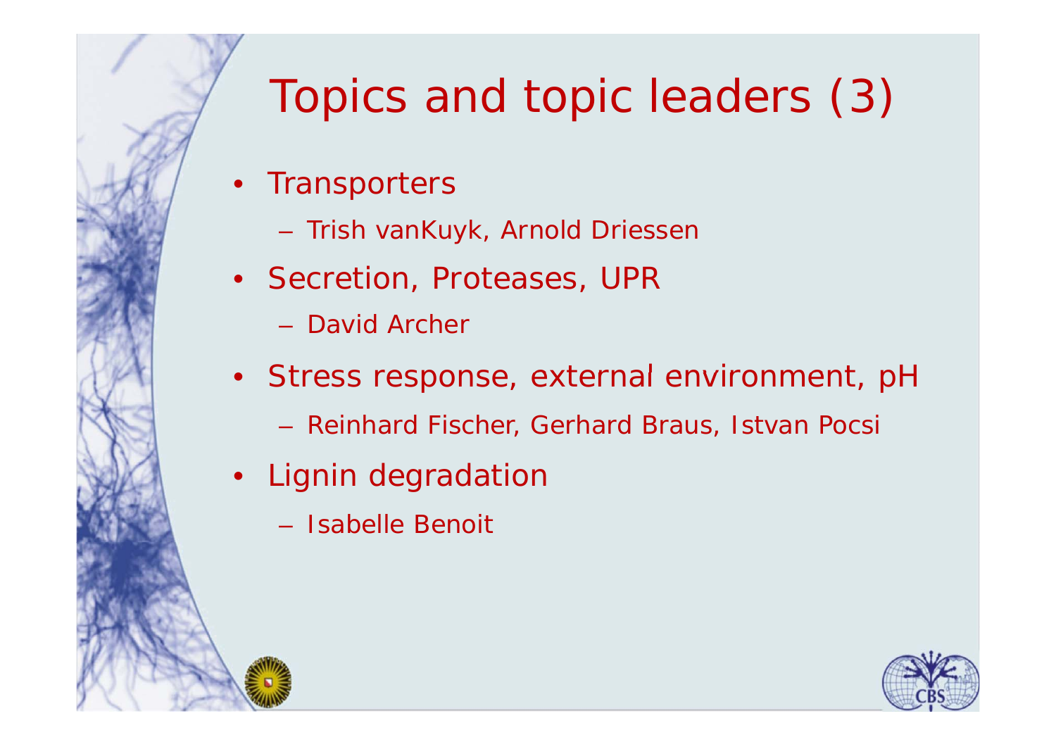# Topics and topic leaders (3)

- Transporters
  - Trish vanKuyk, Arnold Driessen
- Secretion, Proteases, UPR
  - David Archer
- Stress response, external environment, pH
  - Reinhard Fischer, Gerhard Braus, Istvan Pocsi
- Lignin degradation
  - Isabelle Benoit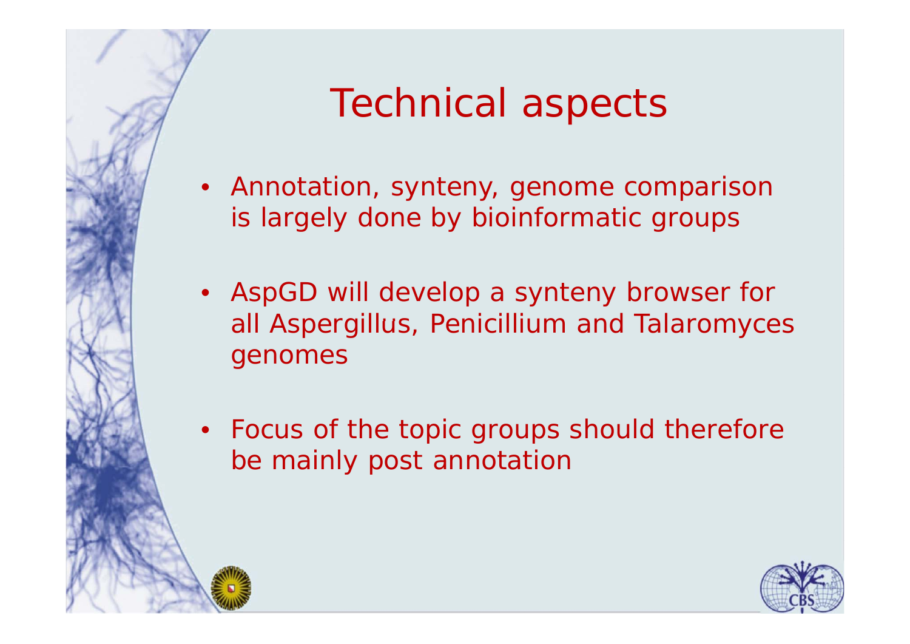# Technical aspects

- Annotation, synteny, genome comparison is largely done by bioinformatic groups
- AspGD will develop a synteny browser for all Aspergillus, Penicillium and Talaromyces genomes
- Focus of the topic groups should therefore be mainly post annotation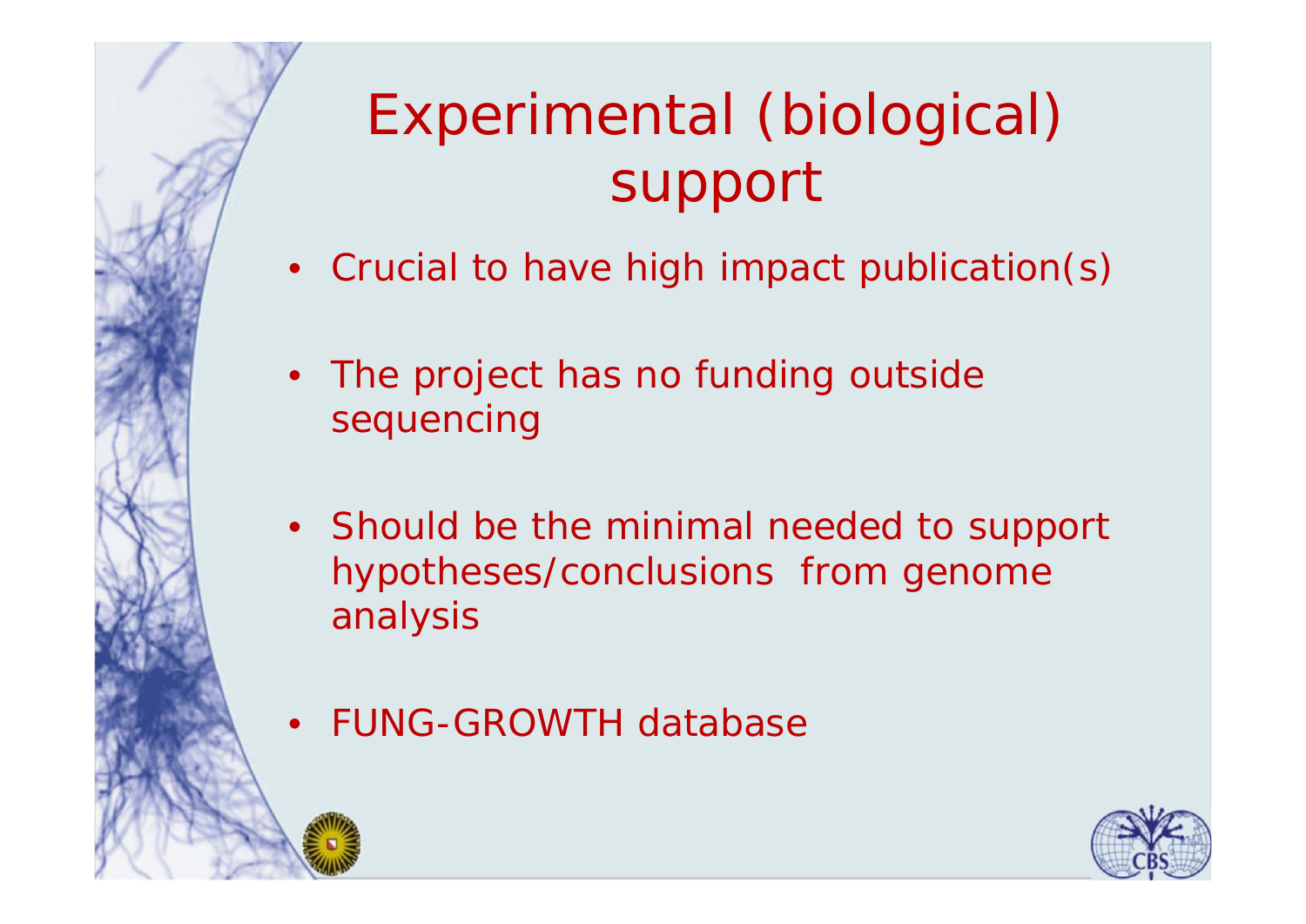# Experimental (biological) support

- Crucial to have high impact publication(s)
- The project has no funding outside sequencing
- Should be the minimal needed to support hypotheses/conclusions from genome analysis
- FUNG-GROWTH database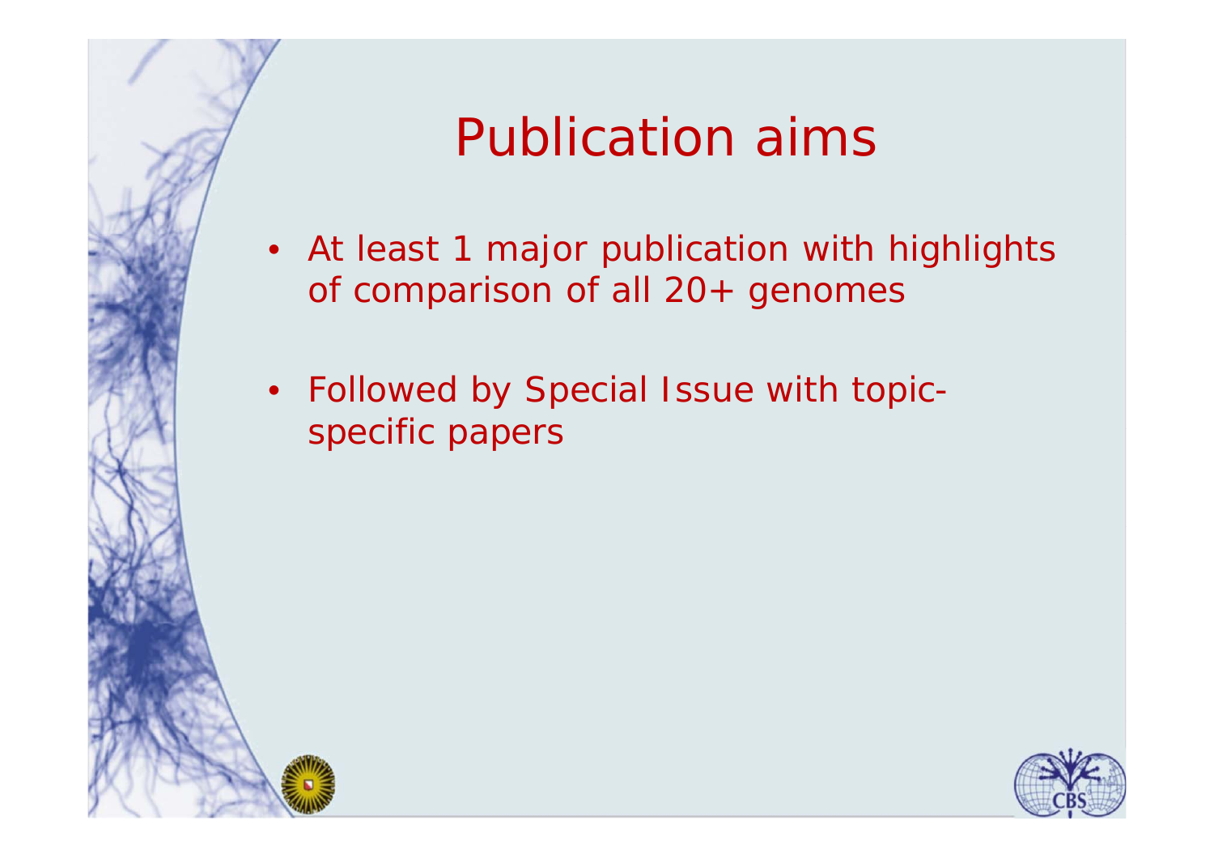# Publication aims

- At least 1 major publication with highlights of comparison of all 20+ genomes
- Followed by Special Issue with topic-specific papers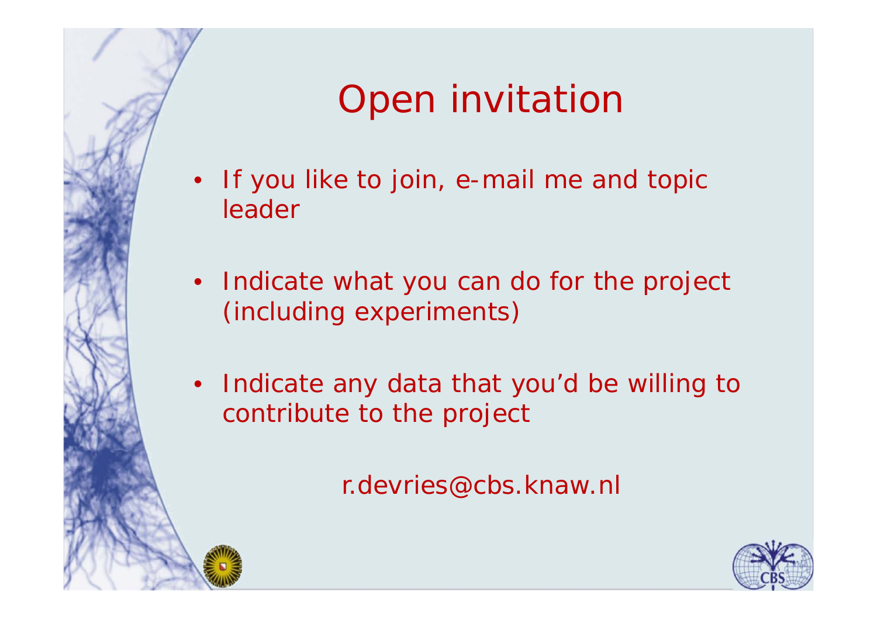# Open invitation

- If you like to join, e-mail me and topic leader
- Indicate what you can do for the project (including experiments)
- Indicate any data that you'd be willing to contribute to the project

r.devries@cbs.knaw.nl